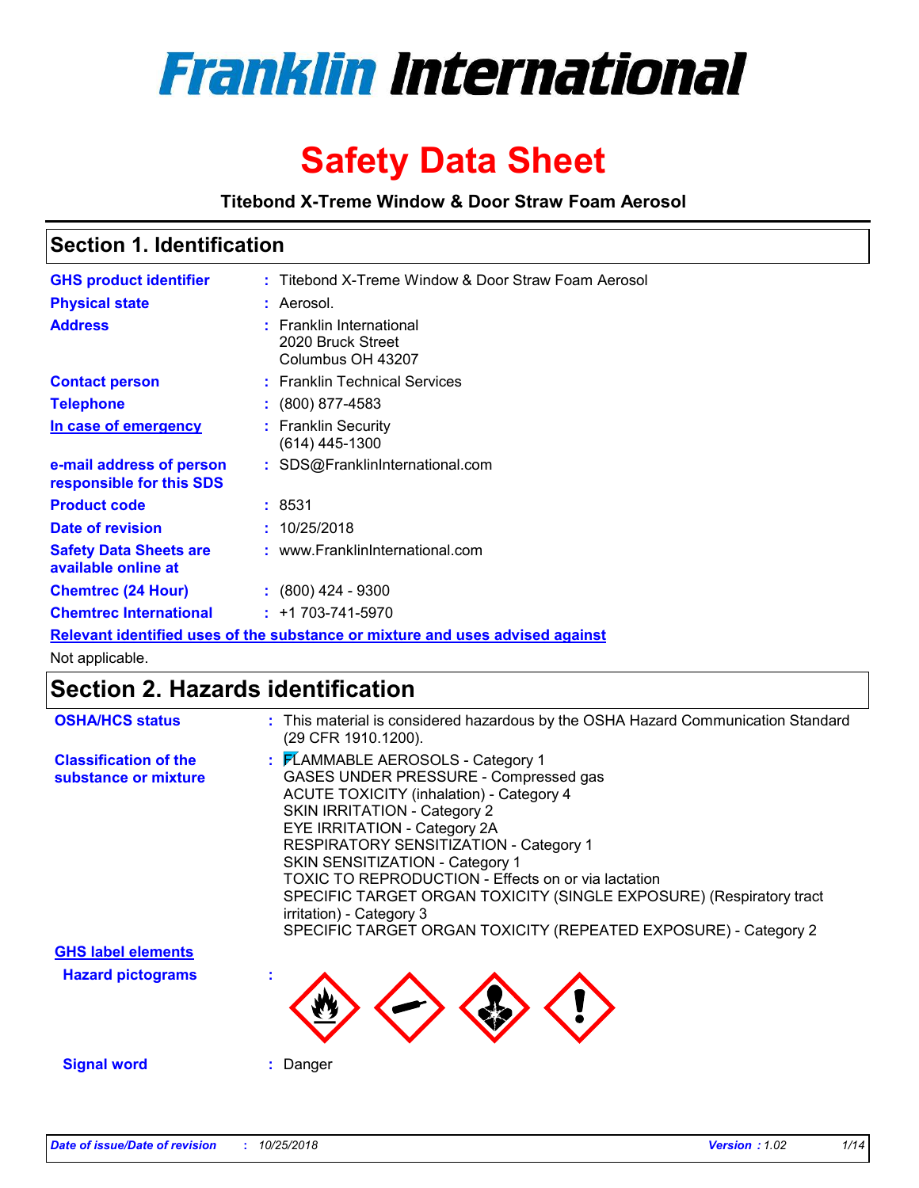# Franklin International

# Safety Data Sheet

**Titebond X-Treme Window & Door Straw Foam Aerosol**

## Section 1. Identification

| | | |
|---|---|---|
| **GHS product identifier** | : | Titebond X-Treme Window & Door Straw Foam Aerosol |
| **Physical state** | : | Aerosol. |
| **Address** | : | Franklin International<br>2020 Bruck Street<br>Columbus OH 43207 |
| **Contact person** | : | Franklin Technical Services |
| **Telephone** | : | (800) 877-4583 |
| **In case of emergency** | : | Franklin Security<br>(614) 445-1300 |
| **e-mail address of person responsible for this SDS** | : | SDS@FranklinInternational.com |
| **Product code** | : | 8531 |
| **Date of revision** | : | 10/25/2018 |
| **Safety Data Sheets are available online at** | : | www.FranklinInternational.com |
| **Chemtrec (24 Hour)** | : | (800) 424 - 9300 |
| **Chemtrec International** | : | +1 703-741-5970 |

**Relevant identified uses of the substance or mixture and uses advised against**

Not applicable.

## Section 2. Hazards identification

**OSHA/HCS status** : This material is considered hazardous by the OSHA Hazard Communication Standard (29 CFR 1910.1200).

**Classification of the substance or mixture** :
FLAMMABLE AEROSOLS - Category 1
GASES UNDER PRESSURE - Compressed gas
ACUTE TOXICITY (inhalation) - Category 4
SKIN IRRITATION - Category 2
EYE IRRITATION - Category 2A
RESPIRATORY SENSITIZATION - Category 1
SKIN SENSITIZATION - Category 1
TOXIC TO REPRODUCTION - Effects on or via lactation
SPECIFIC TARGET ORGAN TOXICITY (SINGLE EXPOSURE) (Respiratory tract irritation) - Category 3
SPECIFIC TARGET ORGAN TOXICITY (REPEATED EXPOSURE) - Category 2

**GHS label elements**

**Hazard pictograms** :

**Signal word** : Danger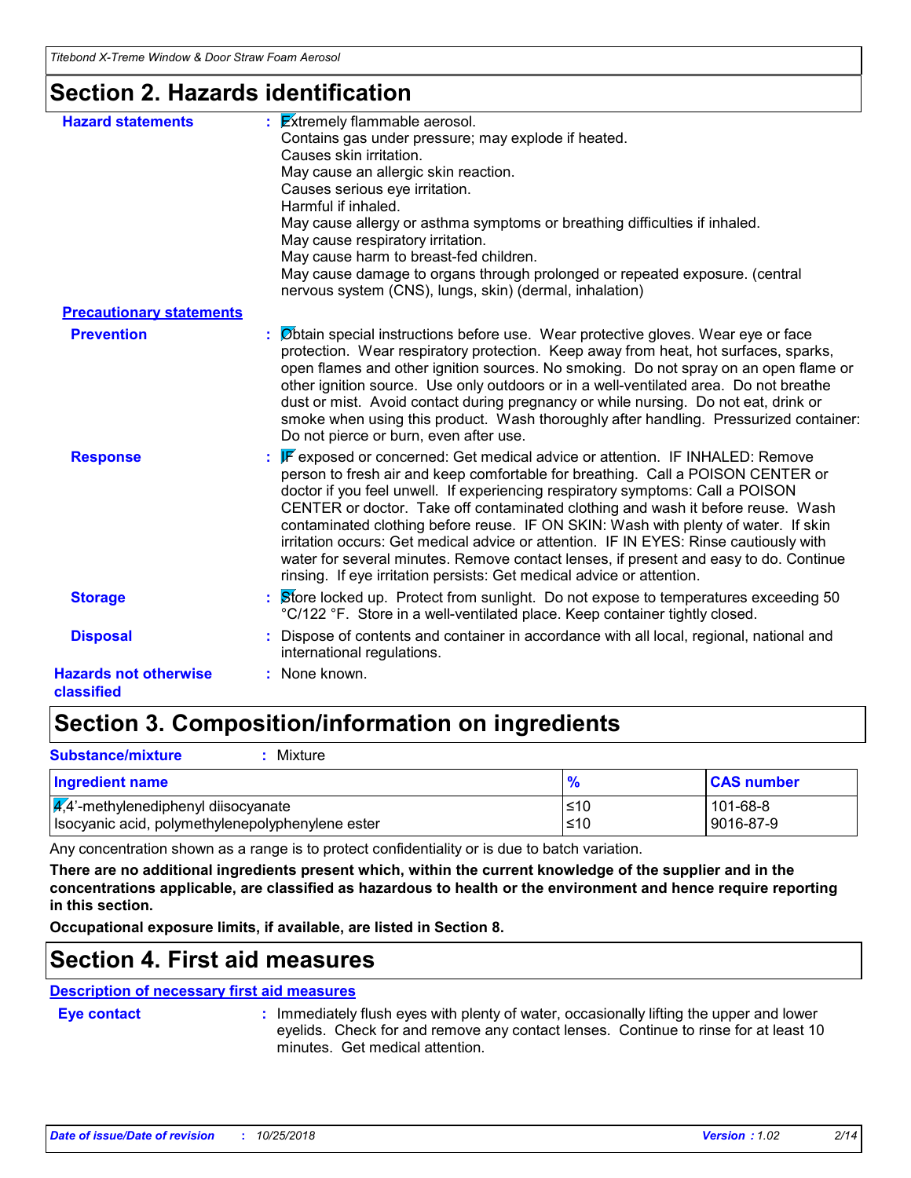## Section 2. Hazards identification

**Hazard statements** : Extremely flammable aerosol.
Contains gas under pressure; may explode if heated.
Causes skin irritation.
May cause an allergic skin reaction.
Causes serious eye irritation.
Harmful if inhaled.
May cause allergy or asthma symptoms or breathing difficulties if inhaled.
May cause respiratory irritation.
May cause harm to breast-fed children.
May cause damage to organs through prolonged or repeated exposure. (central nervous system (CNS), lungs, skin) (dermal, inhalation)

**Precautionary statements**

**Prevention** : Obtain special instructions before use. Wear protective gloves. Wear eye or face protection. Wear respiratory protection. Keep away from heat, hot surfaces, sparks, open flames and other ignition sources. No smoking. Do not spray on an open flame or other ignition source. Use only outdoors or in a well-ventilated area. Do not breathe dust or mist. Avoid contact during pregnancy or while nursing. Do not eat, drink or smoke when using this product. Wash thoroughly after handling. Pressurized container: Do not pierce or burn, even after use.

**Response** : IF exposed or concerned: Get medical advice or attention. IF INHALED: Remove person to fresh air and keep comfortable for breathing. Call a POISON CENTER or doctor if you feel unwell. If experiencing respiratory symptoms: Call a POISON CENTER or doctor. Take off contaminated clothing and wash it before reuse. Wash contaminated clothing before reuse. IF ON SKIN: Wash with plenty of water. If skin irritation occurs: Get medical advice or attention. IF IN EYES: Rinse cautiously with water for several minutes. Remove contact lenses, if present and easy to do. Continue rinsing. If eye irritation persists: Get medical advice or attention.

**Storage** : Store locked up. Protect from sunlight. Do not expose to temperatures exceeding 50 °C/122 °F. Store in a well-ventilated place. Keep container tightly closed.

**Disposal** : Dispose of contents and container in accordance with all local, regional, national and international regulations.

**Hazards not otherwise classified** : None known.

## Section 3. Composition/information on ingredients

**Substance/mixture** : Mixture

| Ingredient name | % | CAS number |
|---|---|---|
| 4,4'-methylenediphenyl diisocyanate | ≤10 | 101-68-8 |
| Isocyanic acid, polymethylenepolyphenylene ester | ≤10 | 9016-87-9 |

Any concentration shown as a range is to protect confidentiality or is due to batch variation.

**There are no additional ingredients present which, within the current knowledge of the supplier and in the concentrations applicable, are classified as hazardous to health or the environment and hence require reporting in this section.**

**Occupational exposure limits, if available, are listed in Section 8.**

## Section 4. First aid measures

**Description of necessary first aid measures**

**Eye contact** : Immediately flush eyes with plenty of water, occasionally lifting the upper and lower eyelids. Check for and remove any contact lenses. Continue to rinse for at least 10 minutes. Get medical attention.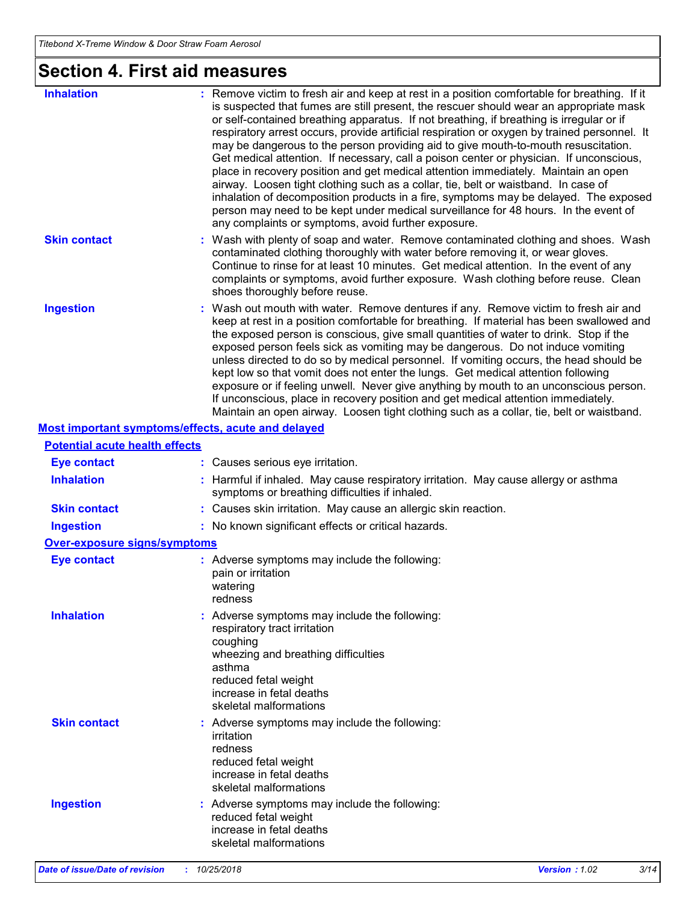# Section 4. First aid measures

| | |
|---|---|
| **Inhalation** | : Remove victim to fresh air and keep at rest in a position comfortable for breathing. If it is suspected that fumes are still present, the rescuer should wear an appropriate mask or self-contained breathing apparatus. If not breathing, if breathing is irregular or if respiratory arrest occurs, provide artificial respiration or oxygen by trained personnel. It may be dangerous to the person providing aid to give mouth-to-mouth resuscitation. Get medical attention. If necessary, call a poison center or physician. If unconscious, place in recovery position and get medical attention immediately. Maintain an open airway. Loosen tight clothing such as a collar, tie, belt or waistband. In case of inhalation of decomposition products in a fire, symptoms may be delayed. The exposed person may need to be kept under medical surveillance for 48 hours. In the event of any complaints or symptoms, avoid further exposure. |
| **Skin contact** | : Wash with plenty of soap and water. Remove contaminated clothing and shoes. Wash contaminated clothing thoroughly with water before removing it, or wear gloves. Continue to rinse for at least 10 minutes. Get medical attention. In the event of any complaints or symptoms, avoid further exposure. Wash clothing before reuse. Clean shoes thoroughly before reuse. |
| **Ingestion** | : Wash out mouth with water. Remove dentures if any. Remove victim to fresh air and keep at rest in a position comfortable for breathing. If material has been swallowed and the exposed person is conscious, give small quantities of water to drink. Stop if the exposed person feels sick as vomiting may be dangerous. Do not induce vomiting unless directed to do so by medical personnel. If vomiting occurs, the head should be kept low so that vomit does not enter the lungs. Get medical attention following exposure or if feeling unwell. Never give anything by mouth to an unconscious person. If unconscious, place in recovery position and get medical attention immediately. Maintain an open airway. Loosen tight clothing such as a collar, tie, belt or waistband. |

## Most important symptoms/effects, acute and delayed

### Potential acute health effects

| | |
|---|---|
| **Eye contact** | : Causes serious eye irritation. |
| **Inhalation** | : Harmful if inhaled. May cause respiratory irritation. May cause allergy or asthma symptoms or breathing difficulties if inhaled. |
| **Skin contact** | : Causes skin irritation. May cause an allergic skin reaction. |
| **Ingestion** | : No known significant effects or critical hazards. |

### Over-exposure signs/symptoms

| | |
|---|---|
| **Eye contact** | : Adverse symptoms may include the following:<br>pain or irritation<br>watering<br>redness |
| **Inhalation** | : Adverse symptoms may include the following:<br>respiratory tract irritation<br>coughing<br>wheezing and breathing difficulties<br>asthma<br>reduced fetal weight<br>increase in fetal deaths<br>skeletal malformations |
| **Skin contact** | : Adverse symptoms may include the following:<br>irritation<br>redness<br>reduced fetal weight<br>increase in fetal deaths<br>skeletal malformations |
| **Ingestion** | : Adverse symptoms may include the following:<br>reduced fetal weight<br>increase in fetal deaths<br>skeletal malformations |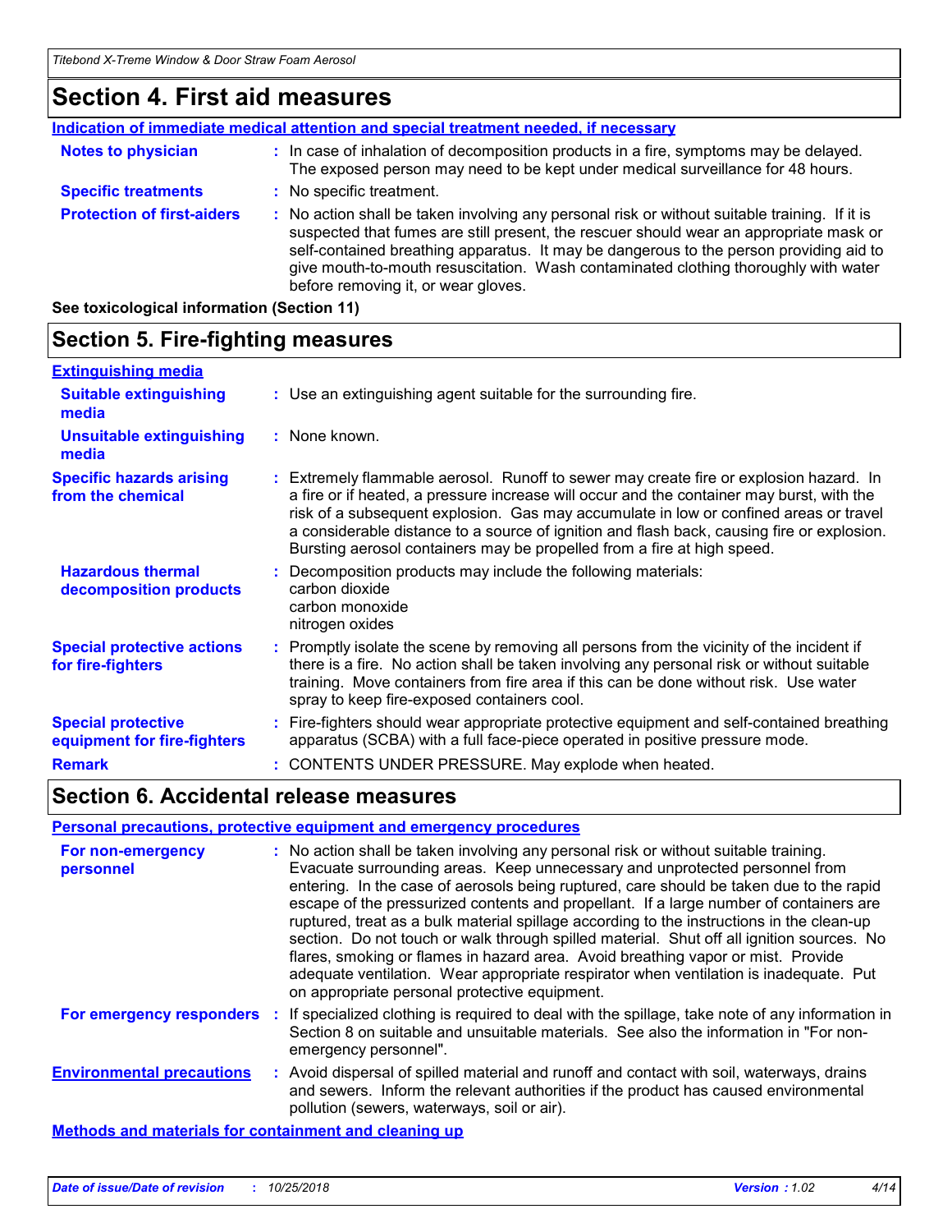## Section 4. First aid measures

**Indication of immediate medical attention and special treatment needed, if necessary**

**Notes to physician** : In case of inhalation of decomposition products in a fire, symptoms may be delayed. The exposed person may need to be kept under medical surveillance for 48 hours.

**Specific treatments** : No specific treatment.

**Protection of first-aiders** : No action shall be taken involving any personal risk or without suitable training. If it is suspected that fumes are still present, the rescuer should wear an appropriate mask or self-contained breathing apparatus. It may be dangerous to the person providing aid to give mouth-to-mouth resuscitation. Wash contaminated clothing thoroughly with water before removing it, or wear gloves.

**See toxicological information (Section 11)**

## Section 5. Fire-fighting measures

**Extinguishing media**

**Suitable extinguishing media** : Use an extinguishing agent suitable for the surrounding fire.

**Unsuitable extinguishing media** : None known.

**Specific hazards arising from the chemical** : Extremely flammable aerosol. Runoff to sewer may create fire or explosion hazard. In a fire or if heated, a pressure increase will occur and the container may burst, with the risk of a subsequent explosion. Gas may accumulate in low or confined areas or travel a considerable distance to a source of ignition and flash back, causing fire or explosion. Bursting aerosol containers may be propelled from a fire at high speed.

**Hazardous thermal decomposition products** : Decomposition products may include the following materials:
carbon dioxide
carbon monoxide
nitrogen oxides

**Special protective actions for fire-fighters** : Promptly isolate the scene by removing all persons from the vicinity of the incident if there is a fire. No action shall be taken involving any personal risk or without suitable training. Move containers from fire area if this can be done without risk. Use water spray to keep fire-exposed containers cool.

**Special protective equipment for fire-fighters** : Fire-fighters should wear appropriate protective equipment and self-contained breathing apparatus (SCBA) with a full face-piece operated in positive pressure mode.

**Remark** : CONTENTS UNDER PRESSURE. May explode when heated.

## Section 6. Accidental release measures

**Personal precautions, protective equipment and emergency procedures**

**For non-emergency personnel** : No action shall be taken involving any personal risk or without suitable training. Evacuate surrounding areas. Keep unnecessary and unprotected personnel from entering. In the case of aerosols being ruptured, care should be taken due to the rapid escape of the pressurized contents and propellant. If a large number of containers are ruptured, treat as a bulk material spillage according to the instructions in the clean-up section. Do not touch or walk through spilled material. Shut off all ignition sources. No flares, smoking or flames in hazard area. Avoid breathing vapor or mist. Provide adequate ventilation. Wear appropriate respirator when ventilation is inadequate. Put on appropriate personal protective equipment.

**For emergency responders** : If specialized clothing is required to deal with the spillage, take note of any information in Section 8 on suitable and unsuitable materials. See also the information in "For non-emergency personnel".

**Environmental precautions** : Avoid dispersal of spilled material and runoff and contact with soil, waterways, drains and sewers. Inform the relevant authorities if the product has caused environmental pollution (sewers, waterways, soil or air).

**Methods and materials for containment and cleaning up**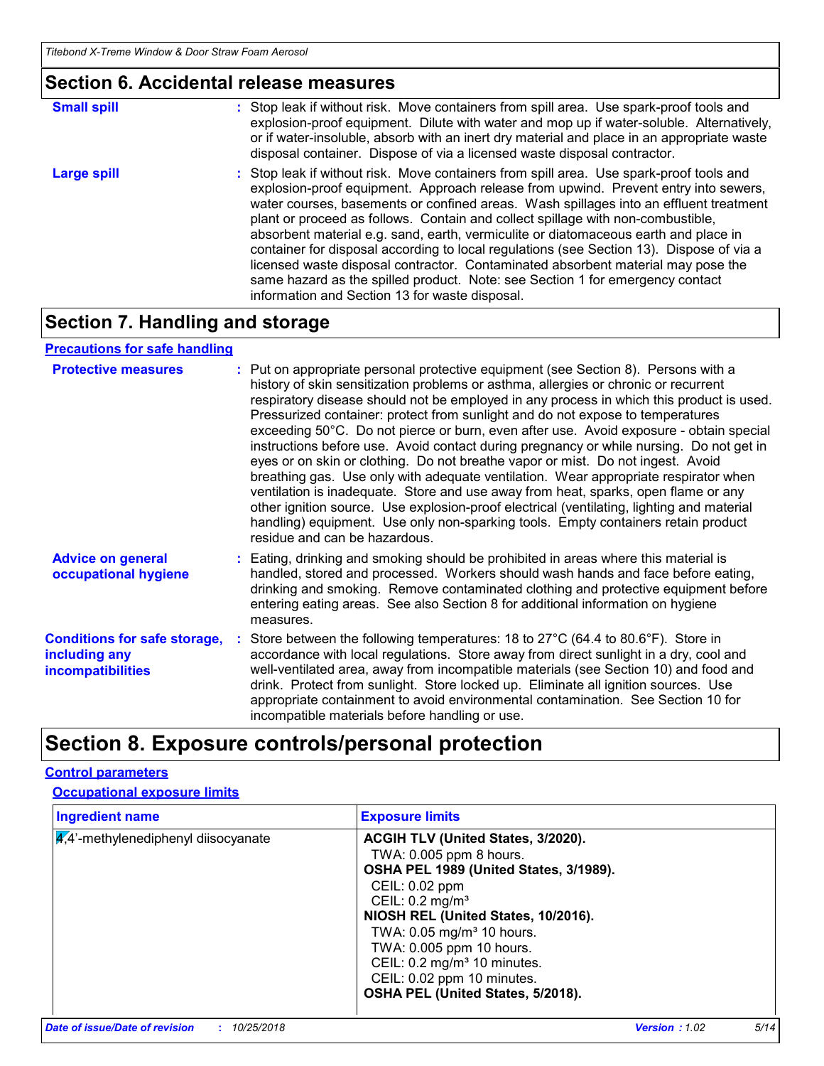## Section 6. Accidental release measures

| | |
|---|---|
| **Small spill** | : Stop leak if without risk. Move containers from spill area. Use spark-proof tools and explosion-proof equipment. Dilute with water and mop up if water-soluble. Alternatively, or if water-insoluble, absorb with an inert dry material and place in an appropriate waste disposal container. Dispose of via a licensed waste disposal contractor. |
| **Large spill** | : Stop leak if without risk. Move containers from spill area. Use spark-proof tools and explosion-proof equipment. Approach release from upwind. Prevent entry into sewers, water courses, basements or confined areas. Wash spillages into an effluent treatment plant or proceed as follows. Contain and collect spillage with non-combustible, absorbent material e.g. sand, earth, vermiculite or diatomaceous earth and place in container for disposal according to local regulations (see Section 13). Dispose of via a licensed waste disposal contractor. Contaminated absorbent material may pose the same hazard as the spilled product. Note: see Section 1 for emergency contact information and Section 13 for waste disposal. |

## Section 7. Handling and storage

### Precautions for safe handling

| | |
|---|---|
| **Protective measures** | : Put on appropriate personal protective equipment (see Section 8). Persons with a history of skin sensitization problems or asthma, allergies or chronic or recurrent respiratory disease should not be employed in any process in which this product is used. Pressurized container: protect from sunlight and do not expose to temperatures exceeding 50°C. Do not pierce or burn, even after use. Avoid exposure - obtain special instructions before use. Avoid contact during pregnancy or while nursing. Do not get in eyes or on skin or clothing. Do not breathe vapor or mist. Do not ingest. Avoid breathing gas. Use only with adequate ventilation. Wear appropriate respirator when ventilation is inadequate. Store and use away from heat, sparks, open flame or any other ignition source. Use explosion-proof electrical (ventilating, lighting and material handling) equipment. Use only non-sparking tools. Empty containers retain product residue and can be hazardous. |
| **Advice on general occupational hygiene** | : Eating, drinking and smoking should be prohibited in areas where this material is handled, stored and processed. Workers should wash hands and face before eating, drinking and smoking. Remove contaminated clothing and protective equipment before entering eating areas. See also Section 8 for additional information on hygiene measures. |
| **Conditions for safe storage, including any incompatibilities** | : Store between the following temperatures: 18 to 27°C (64.4 to 80.6°F). Store in accordance with local regulations. Store away from direct sunlight in a dry, cool and well-ventilated area, away from incompatible materials (see Section 10) and food and drink. Protect from sunlight. Store locked up. Eliminate all ignition sources. Use appropriate containment to avoid environmental contamination. See Section 10 for incompatible materials before handling or use. |

## Section 8. Exposure controls/personal protection

### Control parameters

#### Occupational exposure limits

| Ingredient name | Exposure limits |
|---|---|
| 4,4'-methylenediphenyl diisocyanate | **ACGIH TLV (United States, 3/2020).**<br>TWA: 0.005 ppm 8 hours.<br>**OSHA PEL 1989 (United States, 3/1989).**<br>CEIL: 0.02 ppm<br>CEIL: 0.2 mg/m³<br>**NIOSH REL (United States, 10/2016).**<br>TWA: 0.05 mg/m³ 10 hours.<br>TWA: 0.005 ppm 10 hours.<br>CEIL: 0.2 mg/m³ 10 minutes.<br>CEIL: 0.02 ppm 10 minutes.<br>**OSHA PEL (United States, 5/2018).** |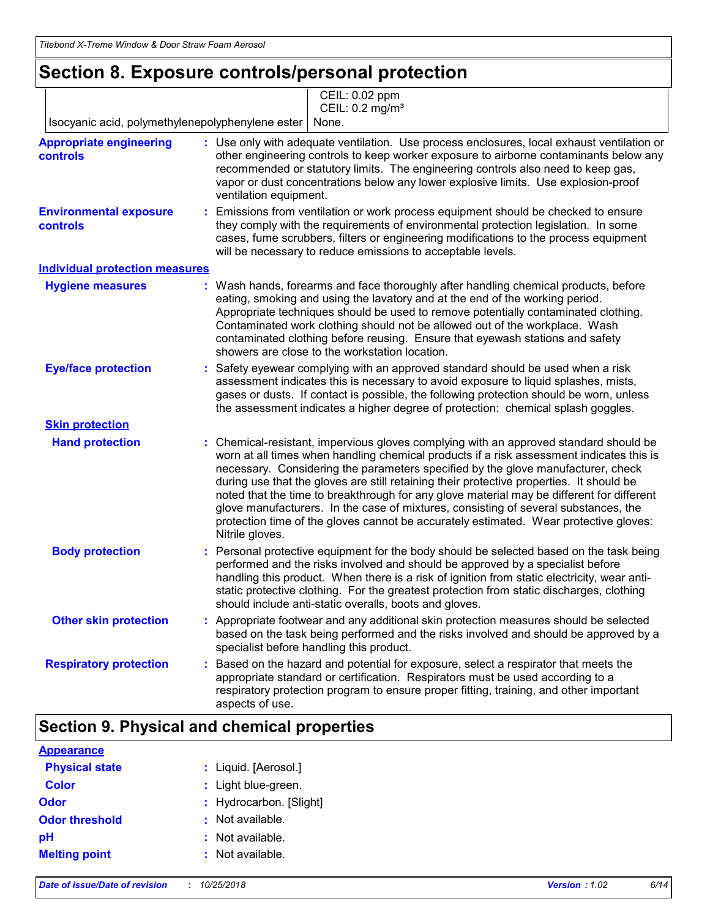# Section 8. Exposure controls/personal protection

| | |
|---|---|
| | CEIL: 0.02 ppm<br>CEIL: 0.2 mg/m³ |
| Isocyanic acid, polymethylenepolyphenylene ester | None. |

**Appropriate engineering controls** : Use only with adequate ventilation. Use process enclosures, local exhaust ventilation or other engineering controls to keep worker exposure to airborne contaminants below any recommended or statutory limits. The engineering controls also need to keep gas, vapor or dust concentrations below any lower explosive limits. Use explosion-proof ventilation equipment.

**Environmental exposure controls** : Emissions from ventilation or work process equipment should be checked to ensure they comply with the requirements of environmental protection legislation. In some cases, fume scrubbers, filters or engineering modifications to the process equipment will be necessary to reduce emissions to acceptable levels.

## Individual protection measures

**Hygiene measures** : Wash hands, forearms and face thoroughly after handling chemical products, before eating, smoking and using the lavatory and at the end of the working period. Appropriate techniques should be used to remove potentially contaminated clothing. Contaminated work clothing should not be allowed out of the workplace. Wash contaminated clothing before reusing. Ensure that eyewash stations and safety showers are close to the workstation location.

**Eye/face protection** : Safety eyewear complying with an approved standard should be used when a risk assessment indicates this is necessary to avoid exposure to liquid splashes, mists, gases or dusts. If contact is possible, the following protection should be worn, unless the assessment indicates a higher degree of protection: chemical splash goggles.

### Skin protection

**Hand protection** : Chemical-resistant, impervious gloves complying with an approved standard should be worn at all times when handling chemical products if a risk assessment indicates this is necessary. Considering the parameters specified by the glove manufacturer, check during use that the gloves are still retaining their protective properties. It should be noted that the time to breakthrough for any glove material may be different for different glove manufacturers. In the case of mixtures, consisting of several substances, the protection time of the gloves cannot be accurately estimated. Wear protective gloves: Nitrile gloves.

**Body protection** : Personal protective equipment for the body should be selected based on the task being performed and the risks involved and should be approved by a specialist before handling this product. When there is a risk of ignition from static electricity, wear anti-static protective clothing. For the greatest protection from static discharges, clothing should include anti-static overalls, boots and gloves.

**Other skin protection** : Appropriate footwear and any additional skin protection measures should be selected based on the task being performed and the risks involved and should be approved by a specialist before handling this product.

**Respiratory protection** : Based on the hazard and potential for exposure, select a respirator that meets the appropriate standard or certification. Respirators must be used according to a respiratory protection program to ensure proper fitting, training, and other important aspects of use.

# Section 9. Physical and chemical properties

## Appearance

**Physical state** : Liquid. [Aerosol.]

**Color** : Light blue-green.

**Odor** : Hydrocarbon. [Slight]

**Odor threshold** : Not available.

**pH** : Not available.

**Melting point** : Not available.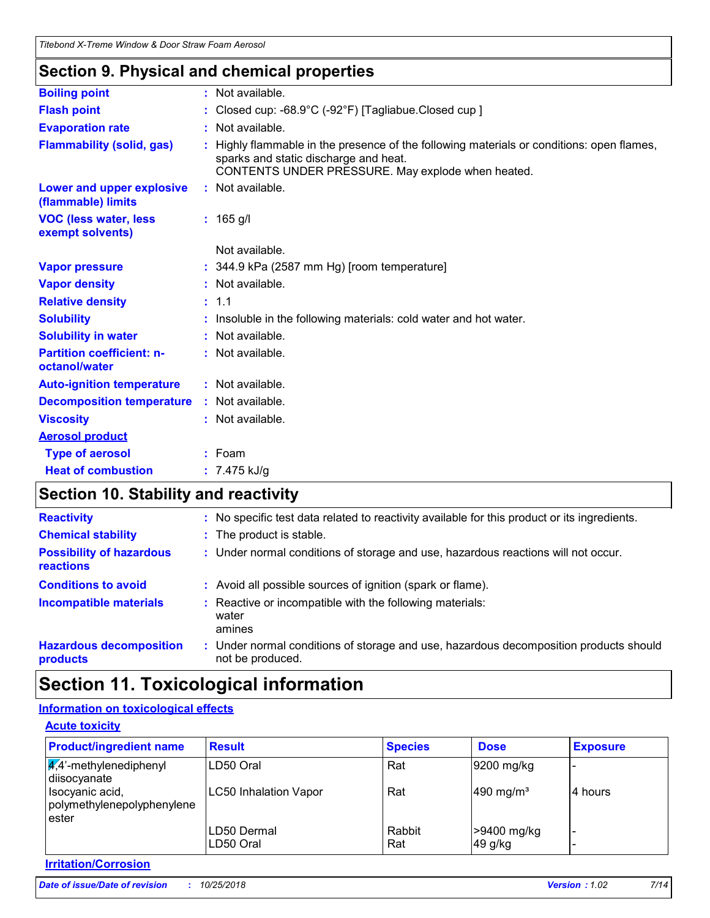## Section 9. Physical and chemical properties

| | | |
|---|---|---|
| **Boiling point** | : | Not available. |
| **Flash point** | : | Closed cup: -68.9°C (-92°F) [Tagliabue.Closed cup ] |
| **Evaporation rate** | : | Not available. |
| **Flammability (solid, gas)** | : | Highly flammable in the presence of the following materials or conditions: open flames, sparks and static discharge and heat. CONTENTS UNDER PRESSURE. May explode when heated. |
| **Lower and upper explosive (flammable) limits** | : | Not available. |
| **VOC (less water, less exempt solvents)** | : | 165 g/l |
| | | Not available. |
| **Vapor pressure** | : | 344.9 kPa (2587 mm Hg) [room temperature] |
| **Vapor density** | : | Not available. |
| **Relative density** | : | 1.1 |
| **Solubility** | : | Insoluble in the following materials: cold water and hot water. |
| **Solubility in water** | : | Not available. |
| **Partition coefficient: n-octanol/water** | : | Not available. |
| **Auto-ignition temperature** | : | Not available. |
| **Decomposition temperature** | : | Not available. |
| **Viscosity** | : | Not available. |

**Aerosol product**

| | | |
|---|---|---|
| **Type of aerosol** | : | Foam |
| **Heat of combustion** | : | 7.475 kJ/g |

## Section 10. Stability and reactivity

| | | |
|---|---|---|
| **Reactivity** | : | No specific test data related to reactivity available for this product or its ingredients. |
| **Chemical stability** | : | The product is stable. |
| **Possibility of hazardous reactions** | : | Under normal conditions of storage and use, hazardous reactions will not occur. |
| **Conditions to avoid** | : | Avoid all possible sources of ignition (spark or flame). |
| **Incompatible materials** | : | Reactive or incompatible with the following materials: water amines |
| **Hazardous decomposition products** | : | Under normal conditions of storage and use, hazardous decomposition products should not be produced. |

# Section 11. Toxicological information

**Information on toxicological effects**

**Acute toxicity**

| Product/ingredient name | Result | Species | Dose | Exposure |
|---|---|---|---|---|
| 4,4'-methylenediphenyl diisocyanate | LD50 Oral | Rat | 9200 mg/kg | - |
| Isocyanic acid, polymethylenepolyphenylene ester | LC50 Inhalation Vapor | Rat | 490 mg/m³ | 4 hours |
| | LD50 Dermal | Rabbit | >9400 mg/kg | - |
| | LD50 Oral | Rat | 49 g/kg | - |

**Irritation/Corrosion**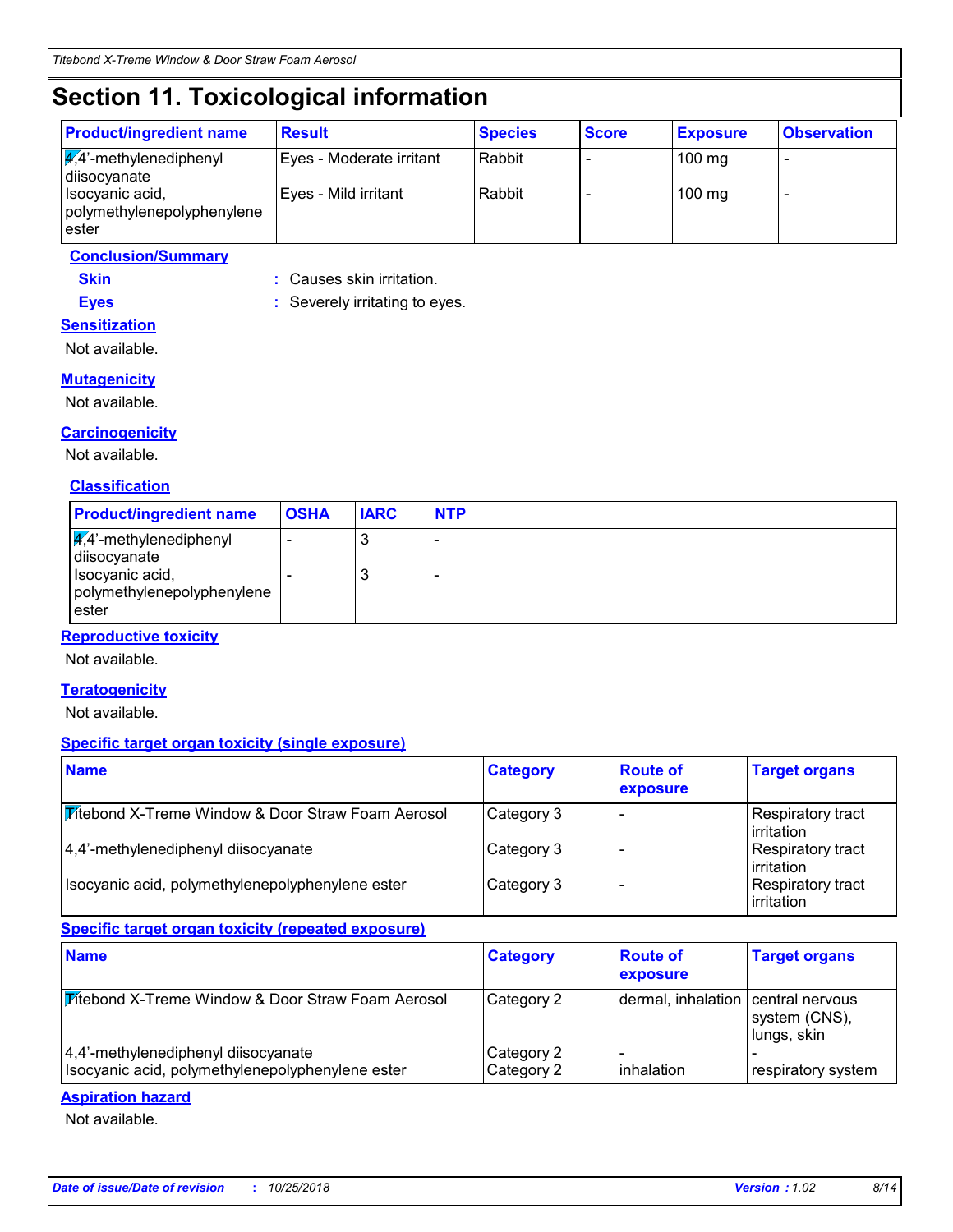# Section 11. Toxicological information

| Product/ingredient name | Result | Species | Score | Exposure | Observation |
|---|---|---|---|---|---|
| 4,4'-methylenediphenyl diisocyanate | Eyes - Moderate irritant | Rabbit | - | 100 mg | - |
| Isocyanic acid, polymethylenepolyphenylene ester | Eyes - Mild irritant | Rabbit | - | 100 mg | - |

**Conclusion/Summary**

**Skin** : Causes skin irritation.

**Eyes** : Severely irritating to eyes.

**Sensitization**

Not available.

**Mutagenicity**

Not available.

**Carcinogenicity**

Not available.

**Classification**

| Product/ingredient name | OSHA | IARC | NTP |
|---|---|---|---|
| 4,4'-methylenediphenyl diisocyanate | - | 3 | - |
| Isocyanic acid, polymethylenepolyphenylene ester | - | 3 | - |

**Reproductive toxicity**

Not available.

**Teratogenicity**

Not available.

**Specific target organ toxicity (single exposure)**

| Name | Category | Route of exposure | Target organs |
|---|---|---|---|
| Titebond X-Treme Window & Door Straw Foam Aerosol | Category 3 | - | Respiratory tract irritation |
| 4,4'-methylenediphenyl diisocyanate | Category 3 | - | Respiratory tract irritation |
| Isocyanic acid, polymethylenepolyphenylene ester | Category 3 | - | Respiratory tract irritation |

**Specific target organ toxicity (repeated exposure)**

| Name | Category | Route of exposure | Target organs |
|---|---|---|---|
| Titebond X-Treme Window & Door Straw Foam Aerosol | Category 2 | dermal, inhalation | central nervous system (CNS), lungs, skin |
| 4,4'-methylenediphenyl diisocyanate | Category 2 | - | - |
| Isocyanic acid, polymethylenepolyphenylene ester | Category 2 | inhalation | respiratory system |

**Aspiration hazard**

Not available.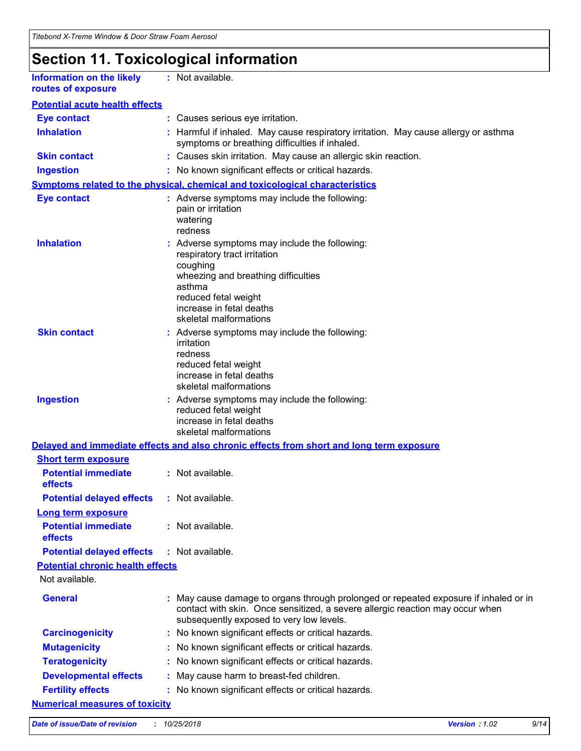# Section 11. Toxicological information

**Information on the likely routes of exposure** : Not available.

### Potential acute health effects

**Eye contact** : Causes serious eye irritation.

**Inhalation** : Harmful if inhaled. May cause respiratory irritation. May cause allergy or asthma symptoms or breathing difficulties if inhaled.

**Skin contact** : Causes skin irritation. May cause an allergic skin reaction.

**Ingestion** : No known significant effects or critical hazards.

### Symptoms related to the physical, chemical and toxicological characteristics

**Eye contact** : Adverse symptoms may include the following:
pain or irritation
watering
redness

**Inhalation** : Adverse symptoms may include the following:
respiratory tract irritation
coughing
wheezing and breathing difficulties
asthma
reduced fetal weight
increase in fetal deaths
skeletal malformations

**Skin contact** : Adverse symptoms may include the following:
irritation
redness
reduced fetal weight
increase in fetal deaths
skeletal malformations

**Ingestion** : Adverse symptoms may include the following:
reduced fetal weight
increase in fetal deaths
skeletal malformations

### Delayed and immediate effects and also chronic effects from short and long term exposure

#### Short term exposure

**Potential immediate effects** : Not available.

**Potential delayed effects** : Not available.

#### Long term exposure

**Potential immediate effects** : Not available.

**Potential delayed effects** : Not available.

#### Potential chronic health effects

Not available.

**General** : May cause damage to organs through prolonged or repeated exposure if inhaled or in contact with skin. Once sensitized, a severe allergic reaction may occur when subsequently exposed to very low levels.

**Carcinogenicity** : No known significant effects or critical hazards.

**Mutagenicity** : No known significant effects or critical hazards.

**Teratogenicity** : No known significant effects or critical hazards.

**Developmental effects** : May cause harm to breast-fed children.

**Fertility effects** : No known significant effects or critical hazards.

### Numerical measures of toxicity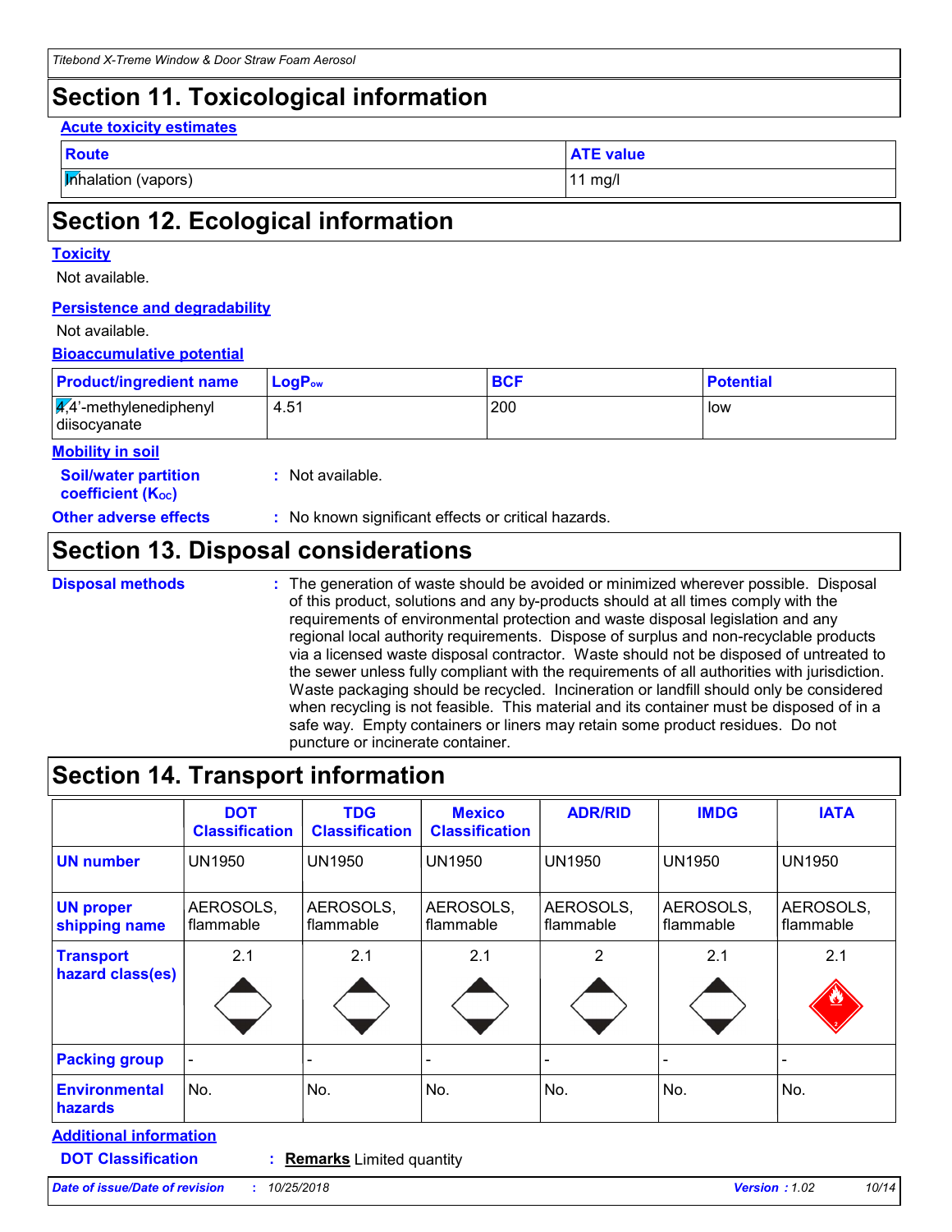## Section 11. Toxicological information

**Acute toxicity estimates**

| Route | ATE value |
| --- | --- |
| Inhalation (vapors) | 11 mg/l |

## Section 12. Ecological information

**Toxicity**

Not available.

**Persistence and degradability**

Not available.

**Bioaccumulative potential**

| Product/ingredient name | $LogP_{ow}$ | BCF | Potential |
| --- | --- | --- | --- |
| 4,4'-methylenediphenyl diisocyanate | 4.51 | 200 | low |

**Mobility in soil**

**Soil/water partition coefficient ($K_{OC}$)** : Not available.

**Other adverse effects** : No known significant effects or critical hazards.

## Section 13. Disposal considerations

**Disposal methods** : The generation of waste should be avoided or minimized wherever possible. Disposal of this product, solutions and any by-products should at all times comply with the requirements of environmental protection and waste disposal legislation and any regional local authority requirements. Dispose of surplus and non-recyclable products via a licensed waste disposal contractor. Waste should not be disposed of untreated to the sewer unless fully compliant with the requirements of all authorities with jurisdiction. Waste packaging should be recycled. Incineration or landfill should only be considered when recycling is not feasible. This material and its container must be disposed of in a safe way. Empty containers or liners may retain some product residues. Do not puncture or incinerate container.

## Section 14. Transport information

| | DOT Classification | TDG Classification | Mexico Classification | ADR/RID | IMDG | IATA |
| --- | --- | --- | --- | --- | --- | --- |
| UN number | UN1950 | UN1950 | UN1950 | UN1950 | UN1950 | UN1950 |
| UN proper shipping name | AEROSOLS, flammable | AEROSOLS, flammable | AEROSOLS, flammable | AEROSOLS, flammable | AEROSOLS, flammable | AEROSOLS, flammable |
| Transport hazard class(es) | 2.1 | 2.1 | 2.1 | 2 | 2.1 | 2.1 |
| Packing group | - | - | - | - | - | - |
| Environmental hazards | No. | No. | No. | No. | No. | No. |

**Additional information**

**DOT Classification** : **Remarks** Limited quantity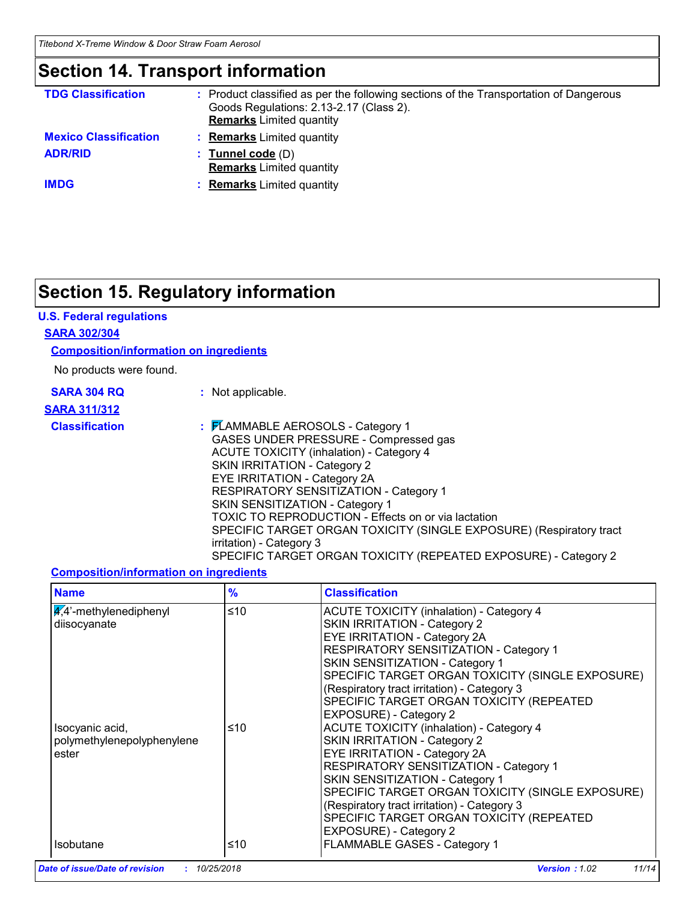# Section 14. Transport information

**TDG Classification** : Product classified as per the following sections of the Transportation of Dangerous Goods Regulations: 2.13-2.17 (Class 2).
**Remarks** Limited quantity

**Mexico Classification** : **Remarks** Limited quantity

**ADR/RID** : **Tunnel code** (D)
**Remarks** Limited quantity

**IMDG** : **Remarks** Limited quantity

# Section 15. Regulatory information

## U.S. Federal regulations

### SARA 302/304

#### Composition/information on ingredients

No products were found.

**SARA 304 RQ** : Not applicable.

### SARA 311/312

**Classification** : FLAMMABLE AEROSOLS - Category 1
GASES UNDER PRESSURE - Compressed gas
ACUTE TOXICITY (inhalation) - Category 4
SKIN IRRITATION - Category 2
EYE IRRITATION - Category 2A
RESPIRATORY SENSITIZATION - Category 1
SKIN SENSITIZATION - Category 1
TOXIC TO REPRODUCTION - Effects on or via lactation
SPECIFIC TARGET ORGAN TOXICITY (SINGLE EXPOSURE) (Respiratory tract irritation) - Category 3
SPECIFIC TARGET ORGAN TOXICITY (REPEATED EXPOSURE) - Category 2

#### Composition/information on ingredients

| Name | % | Classification |
|---|---|---|
| 4,4'-methylenediphenyl diisocyanate | ≤10 | ACUTE TOXICITY (inhalation) - Category 4<br>SKIN IRRITATION - Category 2<br>EYE IRRITATION - Category 2A<br>RESPIRATORY SENSITIZATION - Category 1<br>SKIN SENSITIZATION - Category 1<br>SPECIFIC TARGET ORGAN TOXICITY (SINGLE EXPOSURE) (Respiratory tract irritation) - Category 3<br>SPECIFIC TARGET ORGAN TOXICITY (REPEATED EXPOSURE) - Category 2 |
| Isocyanic acid, polymethylenepolyphenylene ester | ≤10 | ACUTE TOXICITY (inhalation) - Category 4<br>SKIN IRRITATION - Category 2<br>EYE IRRITATION - Category 2A<br>RESPIRATORY SENSITIZATION - Category 1<br>SKIN SENSITIZATION - Category 1<br>SPECIFIC TARGET ORGAN TOXICITY (SINGLE EXPOSURE) (Respiratory tract irritation) - Category 3<br>SPECIFIC TARGET ORGAN TOXICITY (REPEATED EXPOSURE) - Category 2 |
| Isobutane | ≤10 | FLAMMABLE GASES - Category 1 |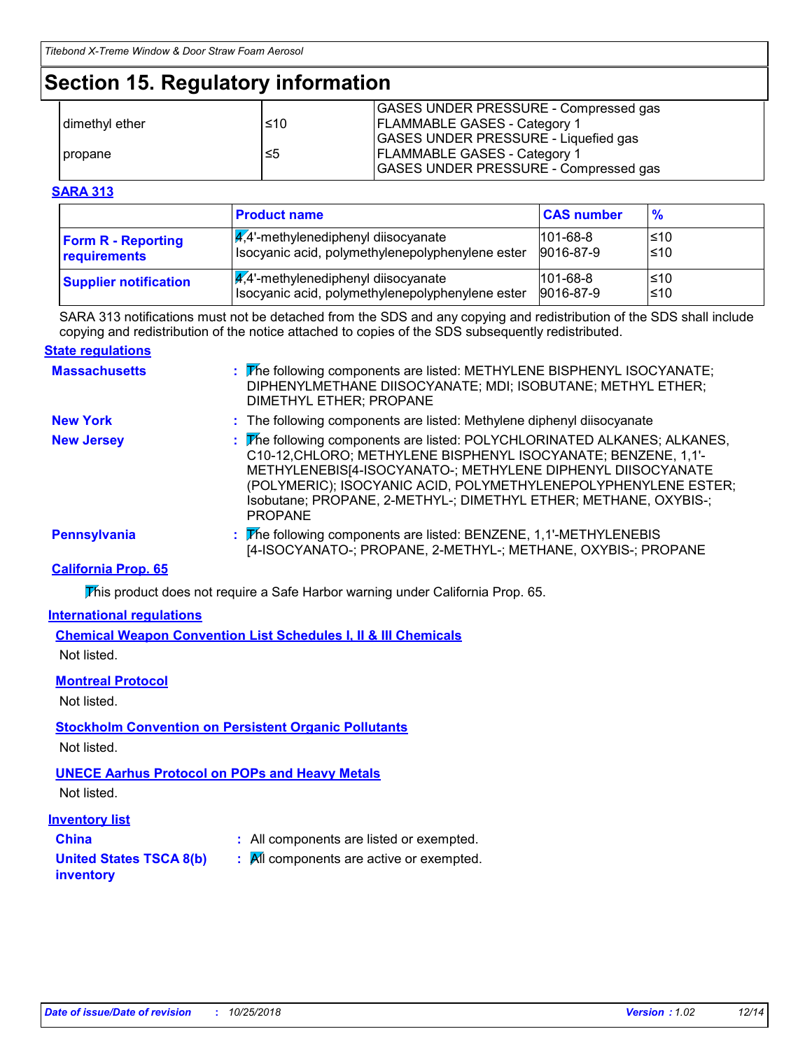# Section 15. Regulatory information

| | | |
|---|---|---|
| dimethyl ether | ≤10 | GASES UNDER PRESSURE - Compressed gas<br>FLAMMABLE GASES - Category 1<br>GASES UNDER PRESSURE - Liquefied gas |
| propane | ≤5 | FLAMMABLE GASES - Category 1<br>GASES UNDER PRESSURE - Compressed gas |

**SARA 313**

| | Product name | CAS number | % |
|---|---|---|---|
| **Form R - Reporting requirements** | 4,4'-methylenediphenyl diisocyanate<br>Isocyanic acid, polymethylenepolyphenylene ester | 101-68-8<br>9016-87-9 | ≤10<br>≤10 |
| **Supplier notification** | 4,4'-methylenediphenyl diisocyanate<br>Isocyanic acid, polymethylenepolyphenylene ester | 101-68-8<br>9016-87-9 | ≤10<br>≤10 |

SARA 313 notifications must not be detached from the SDS and any copying and redistribution of the SDS shall include copying and redistribution of the notice attached to copies of the SDS subsequently redistributed.

**State regulations**

**Massachusetts** : The following components are listed: METHYLENE BISPHENYL ISOCYANATE; DIPHENYLMETHANE DIISOCYANATE; MDI; ISOBUTANE; METHYL ETHER; DIMETHYL ETHER; PROPANE

**New York** : The following components are listed: Methylene diphenyl diisocyanate

**New Jersey** : The following components are listed: POLYCHLORINATED ALKANES; ALKANES, C10-12,CHLORO; METHYLENE BISPHENYL ISOCYANATE; BENZENE, 1,1'-METHYLENEBIS[4-ISOCYANATO-; METHYLENE DIPHENYL DIISOCYANATE (POLYMERIC); ISOCYANIC ACID, POLYMETHYLENEPOLYPHENYLENE ESTER; Isobutane; PROPANE, 2-METHYL-; DIMETHYL ETHER; METHANE, OXYBIS-; PROPANE

**Pennsylvania** : The following components are listed: BENZENE, 1,1'-METHYLENEBIS [4-ISOCYANATO-; PROPANE, 2-METHYL-; METHANE, OXYBIS-; PROPANE

**California Prop. 65**

This product does not require a Safe Harbor warning under California Prop. 65.

**International regulations**

**Chemical Weapon Convention List Schedules I, II & III Chemicals**

Not listed.

**Montreal Protocol**

Not listed.

**Stockholm Convention on Persistent Organic Pollutants**

Not listed.

**UNECE Aarhus Protocol on POPs and Heavy Metals**

Not listed.

**Inventory list**

**China** : All components are listed or exempted.

**United States TSCA 8(b) inventory** : All components are active or exempted.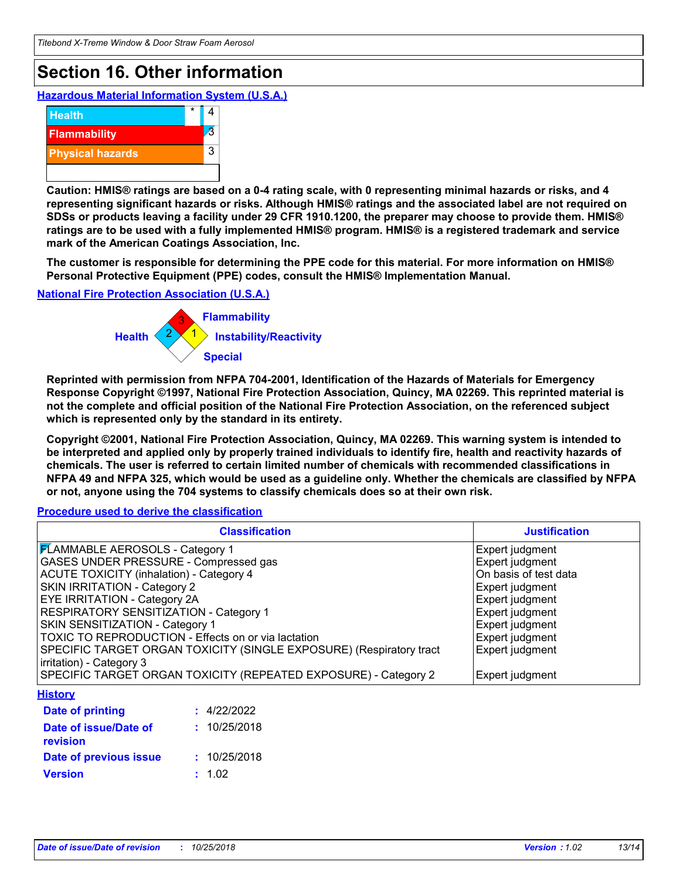## Section 16. Other information

### Hazardous Material Information System (U.S.A.)

| | | |
|---|---|---|
| Health | * | 4 |
| Flammability | | 3 |
| Physical hazards | | 3 |
| | | |

**Caution: HMIS® ratings are based on a 0-4 rating scale, with 0 representing minimal hazards or risks, and 4 representing significant hazards or risks. Although HMIS® ratings and the associated label are not required on SDSs or products leaving a facility under 29 CFR 1910.1200, the preparer may choose to provide them. HMIS® ratings are to be used with a fully implemented HMIS® program. HMIS® is a registered trademark and service mark of the American Coatings Association, Inc.**

**The customer is responsible for determining the PPE code for this material. For more information on HMIS® Personal Protective Equipment (PPE) codes, consult the HMIS® Implementation Manual.**

### National Fire Protection Association (U.S.A.)

- Flammability: 3
- Health: 2
- Instability/Reactivity: 1
- Special:

**Reprinted with permission from NFPA 704-2001, Identification of the Hazards of Materials for Emergency Response Copyright ©1997, National Fire Protection Association, Quincy, MA 02269. This reprinted material is not the complete and official position of the National Fire Protection Association, on the referenced subject which is represented only by the standard in its entirety.**

**Copyright ©2001, National Fire Protection Association, Quincy, MA 02269. This warning system is intended to be interpreted and applied only by properly trained individuals to identify fire, health and reactivity hazards of chemicals. The user is referred to certain limited number of chemicals with recommended classifications in NFPA 49 and NFPA 325, which would be used as a guideline only. Whether the chemicals are classified by NFPA or not, anyone using the 704 systems to classify chemicals does so at their own risk.**

### Procedure used to derive the classification

| Classification | Justification |
|---|---|
| FLAMMABLE AEROSOLS - Category 1 | Expert judgment |
| GASES UNDER PRESSURE - Compressed gas | Expert judgment |
| ACUTE TOXICITY (inhalation) - Category 4 | On basis of test data |
| SKIN IRRITATION - Category 2 | Expert judgment |
| EYE IRRITATION - Category 2A | Expert judgment |
| RESPIRATORY SENSITIZATION - Category 1 | Expert judgment |
| SKIN SENSITIZATION - Category 1 | Expert judgment |
| TOXIC TO REPRODUCTION - Effects on or via lactation | Expert judgment |
| SPECIFIC TARGET ORGAN TOXICITY (SINGLE EXPOSURE) (Respiratory tract irritation) - Category 3 | Expert judgment |
| SPECIFIC TARGET ORGAN TOXICITY (REPEATED EXPOSURE) - Category 2 | Expert judgment |

### History

**Date of printing** : 4/22/2022

**Date of issue/Date of revision** : 10/25/2018

**Date of previous issue** : 10/25/2018

**Version** : 1.02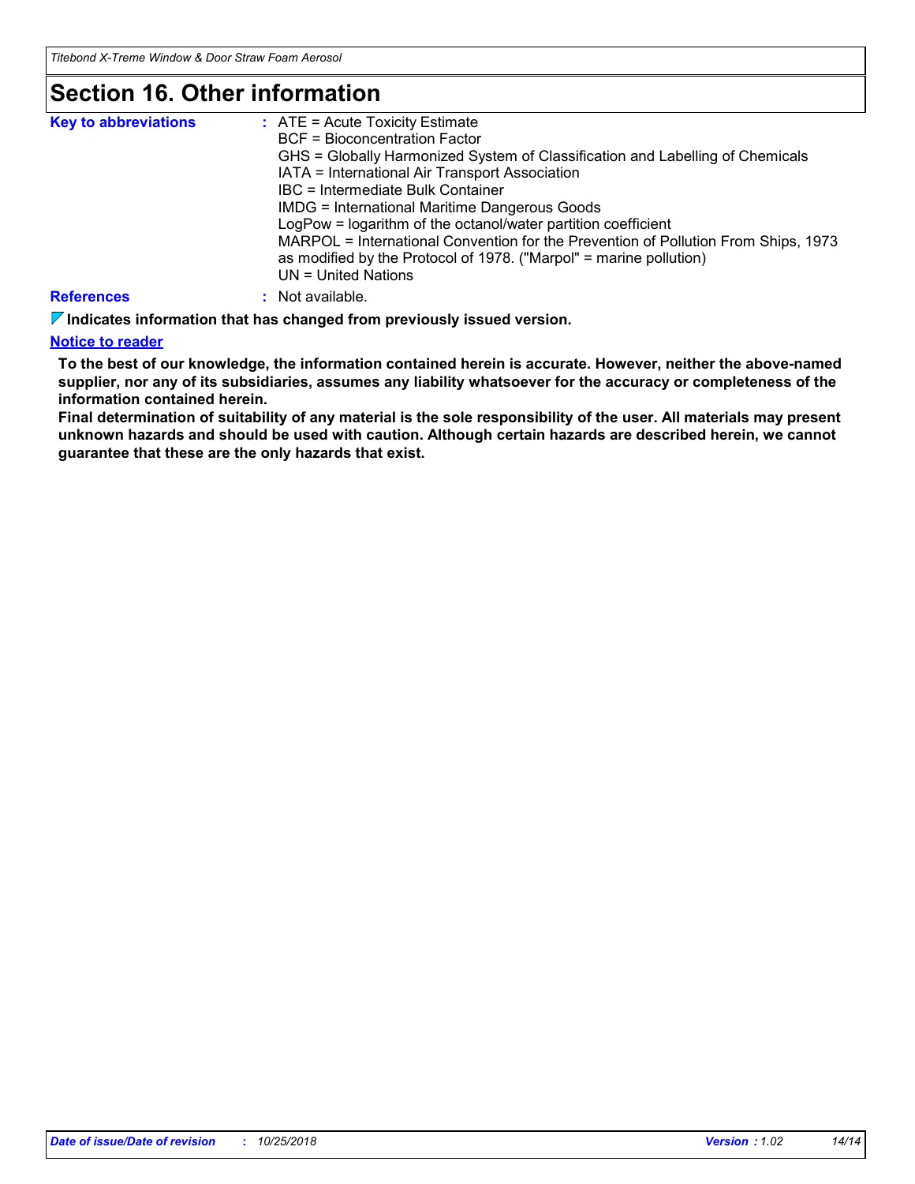# Section 16. Other information

**Key to abbreviations** : ATE = Acute Toxicity Estimate
BCF = Bioconcentration Factor
GHS = Globally Harmonized System of Classification and Labelling of Chemicals
IATA = International Air Transport Association
IBC = Intermediate Bulk Container
IMDG = International Maritime Dangerous Goods
LogPow = logarithm of the octanol/water partition coefficient
MARPOL = International Convention for the Prevention of Pollution From Ships, 1973 as modified by the Protocol of 1978. ("Marpol" = marine pollution)
UN = United Nations

**References** : Not available.

**Indicates information that has changed from previously issued version.**

**Notice to reader**

**To the best of our knowledge, the information contained herein is accurate. However, neither the above-named supplier, nor any of its subsidiaries, assumes any liability whatsoever for the accuracy or completeness of the information contained herein.**
**Final determination of suitability of any material is the sole responsibility of the user. All materials may present unknown hazards and should be used with caution. Although certain hazards are described herein, we cannot guarantee that these are the only hazards that exist.**